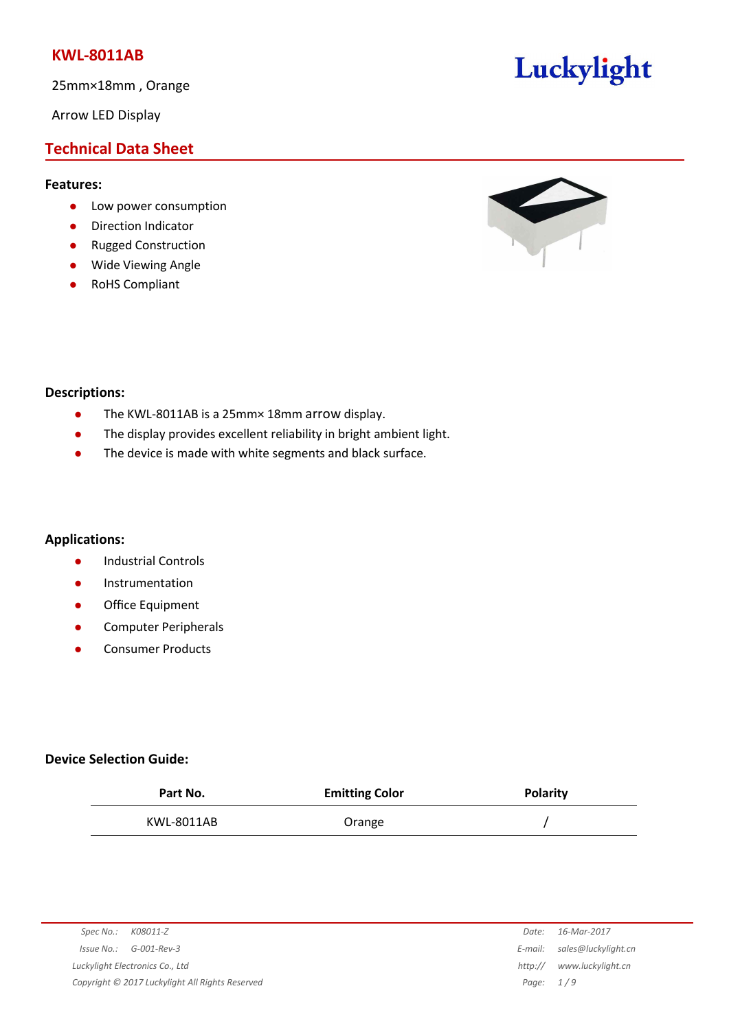# KWL-8011AB

25mm×18mm , Orange

Arrow LED Display

Luckylight

## Technical Data Sheet

### Features:

- Low power consumption
- Direction Indicator
- Rugged Construction
- Wide Viewing Angle
- RoHS Compliant

### Descriptions:

- The KWL-8011AB is a 25mm× 18mm arrow display.
- The display provides excellent reliability in bright ambient light.
- The device is made with white segments and black surface.

### Applications:

- Industrial Controls
- Instrumentation
- Office Equipment
- Computer Peripherals
- Consumer Products

### Device Selection Guide:

| Part No. | Emitting Color | Polarity |
|---|---|---|
| KWL-8011AB | Orange | / |

Spec No.: K08011-Z
Issue No.: G-001-Rev-3
Luckylight Electronics Co., Ltd
Copyright © 2017 Luckylight All Rights Reserved

Date: 16-Mar-2017
E-mail: sales@luckylight.cn
http:// www.luckylight.cn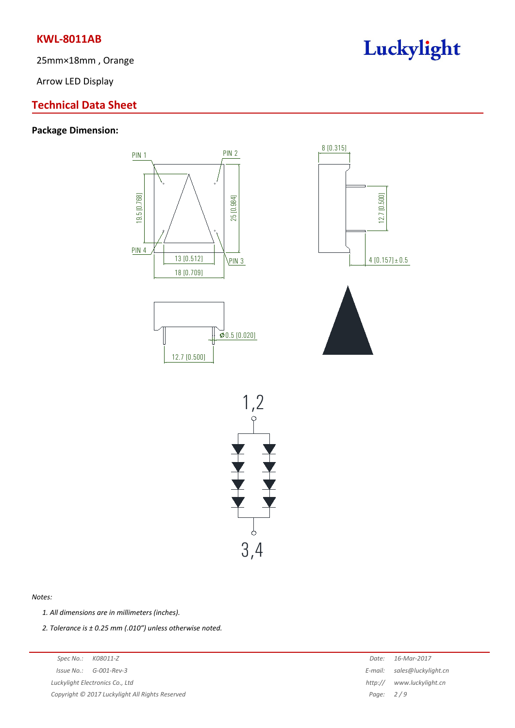# KWL-8011AB

25mm×18mm , Orange

Arrow LED Display

## Technical Data Sheet

### Package Dimension:

PIN 1

PIN 2

PIN 3

PIN 4

19.5 [0.768]

25 [0.984]

13 [0.512]

18 [0.709]

8 [0.315]

12.7 [0.500]

4 [0.157]±0.5

Ø0.5 [0.020]

12.7 [0.500]

1,2

3,4

*Notes:*

1. *All dimensions are in millimeters (inches).*
2. *Tolerance is ± 0.25 mm (.010") unless otherwise noted.*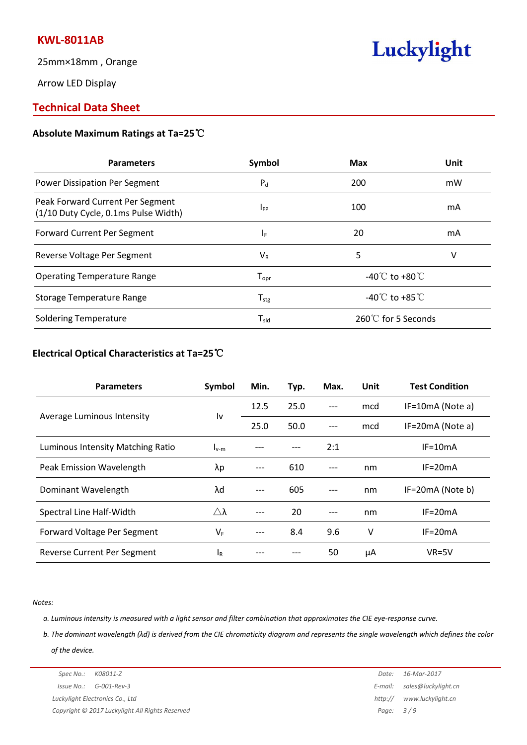**KWL-8011AB**

25mm×18mm , Orange

Arrow LED Display

Luckylight

## Technical Data Sheet

### Absolute Maximum Ratings at Ta=25℃

| Parameters | Symbol | Max | Unit |
|---|---|---|---|
| Power Dissipation Per Segment | $P_d$ | 200 | mW |
| Peak Forward Current Per Segment (1/10 Duty Cycle, 0.1ms Pulse Width) | $I_{FP}$ | 100 | mA |
| Forward Current Per Segment | $I_F$ | 20 | mA |
| Reverse Voltage Per Segment | $V_R$ | 5 | V |
| Operating Temperature Range | $T_{opr}$ | -40℃ to +80℃ | |
| Storage Temperature Range | $T_{stg}$ | -40℃ to +85℃ | |
| Soldering Temperature | $T_{sld}$ | 260℃ for 5 Seconds | |

### Electrical Optical Characteristics at Ta=25℃

| Parameters | Symbol | Min. | Typ. | Max. | Unit | Test Condition |
|---|---|---|---|---|---|---|
| Average Luminous Intensity | Iv | 12.5 | 25.0 | --- | mcd | IF=10mA (Note a) |
| | | 25.0 | 50.0 | --- | mcd | IF=20mA (Note a) |
| Luminous Intensity Matching Ratio | $I_{v-m}$ | --- | --- | 2:1 | | IF=10mA |
| Peak Emission Wavelength | λp | --- | 610 | --- | nm | IF=20mA |
| Dominant Wavelength | λd | --- | 605 | --- | nm | IF=20mA (Note b) |
| Spectral Line Half-Width | △λ | --- | 20 | --- | nm | IF=20mA |
| Forward Voltage Per Segment | $V_F$ | --- | 8.4 | 9.6 | V | IF=20mA |
| Reverse Current Per Segment | $I_R$ | --- | --- | 50 | μA | VR=5V |

*Notes:*

*a. Luminous intensity is measured with a light sensor and filter combination that approximates the CIE eye-response curve.*

*b. The dominant wavelength (λd) is derived from the CIE chromaticity diagram and represents the single wavelength which defines the color of the device.*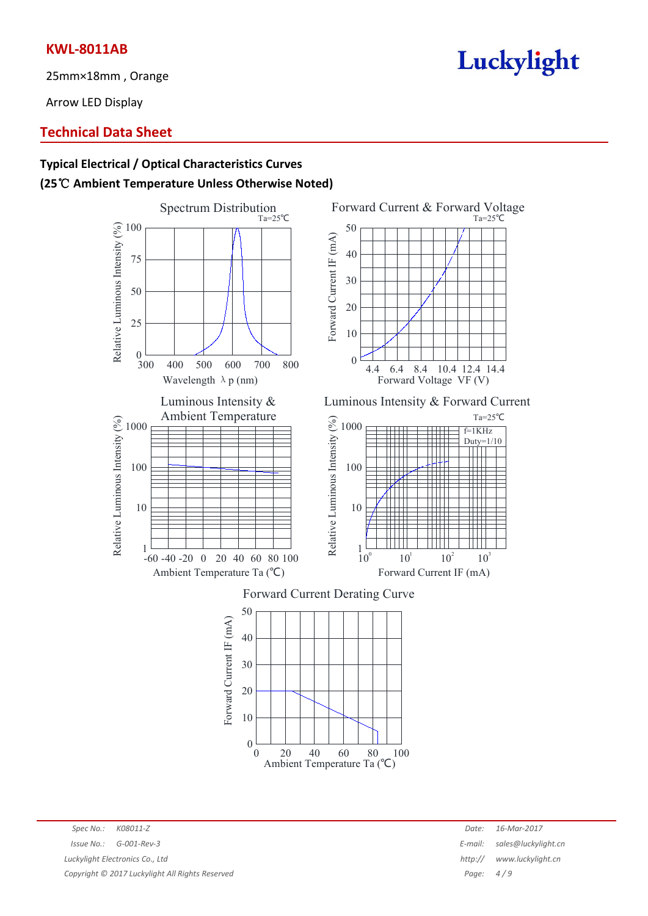**KWL-8011AB**

25mm×18mm , Orange

Arrow LED Display

## Technical Data Sheet

### Typical Electrical / Optical Characteristics Curves

### (25℃ Ambient Temperature Unless Otherwise Noted)

Spectrum Distribution

Ta=25℃

Relative Luminous Intensity (%)

Wavelength λ p (nm)

Forward Current & Forward Voltage

Ta=25℃

Forward Current IF (mA)

Forward Voltage VF (V)

Luminous Intensity & Ambient Temperature

Relative Luminous Intensity (%)

Ambient Temperature Ta (℃)

Luminous Intensity & Forward Current

Ta=25℃

f=1KHz
Duty=1/10

Relative Luminous Intensity (%)

Forward Current IF (mA)

Forward Current Derating Curve

Forward Current IF (mA)

Ambient Temperature Ta (℃)

| Spec No.: | K08011-Z | Date: | 16-Mar-2017 |
|---|---|---|---|
| Issue No.: | G-001-Rev-3 | E-mail: | sales@luckylight.cn |
| Luckylight Electronics Co., Ltd | | http:// | www.luckylight.cn |
| Copyright © 2017 Luckylight All Rights Reserved | | | |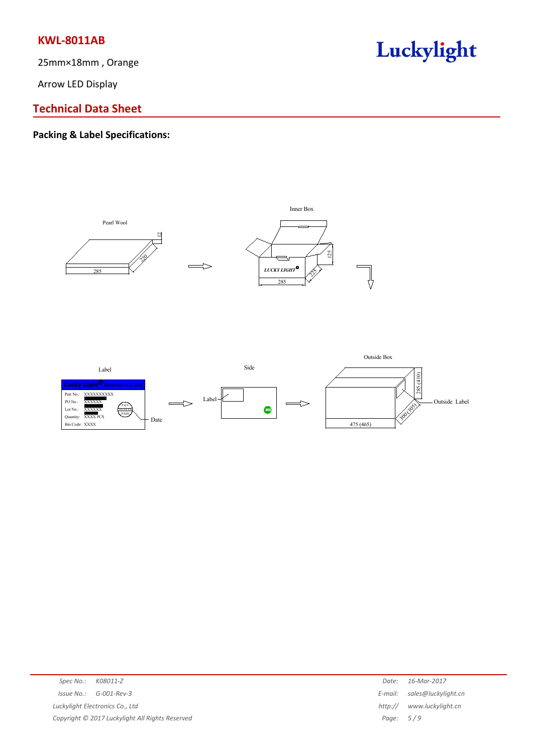# KWL-8011AB

25mm×18mm , Orange

Arrow LED Display

## Technical Data Sheet

### Packing & Label Specifications:

Pearl Wool

12

220

285

Inner Box

125

LUCKY LIGHT

225

285

Label

Lucky Light Electronics Co., Ltd.

Part No.: XXXXXXXXXX

PO No.: XXXXXX

Lot No.: XXXXXX

Quantity: XXXX PCS

Bin Code: XXXX

F.Q.C.

XX.XX.XX

PASS

Date

Side

Label

Outside Box

285 (410)

300 (305)

475 (465)

Outside Label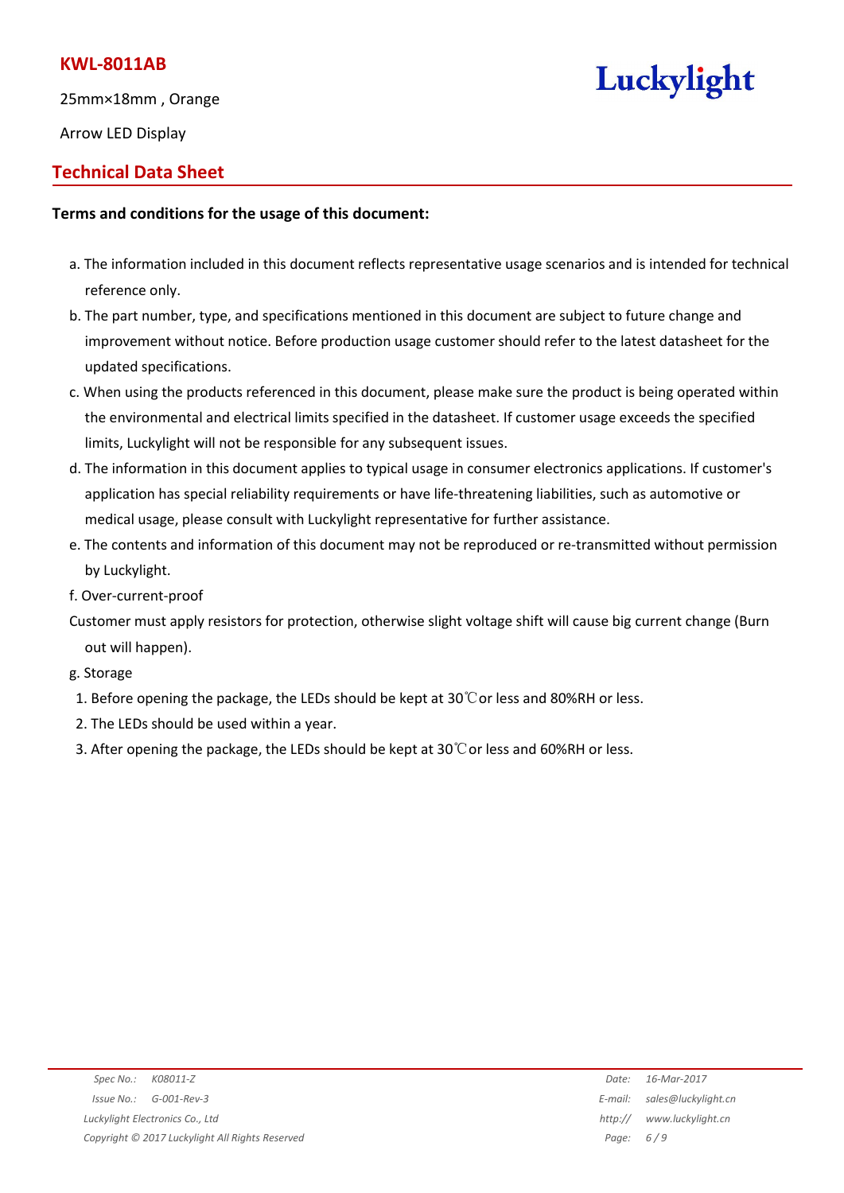## Technical Data Sheet

**Terms and conditions for the usage of this document:**

a. The information included in this document reflects representative usage scenarios and is intended for technical reference only.

b. The part number, type, and specifications mentioned in this document are subject to future change and improvement without notice. Before production usage customer should refer to the latest datasheet for the updated specifications.

c. When using the products referenced in this document, please make sure the product is being operated within the environmental and electrical limits specified in the datasheet. If customer usage exceeds the specified limits, Luckylight will not be responsible for any subsequent issues.

d. The information in this document applies to typical usage in consumer electronics applications. If customer's application has special reliability requirements or have life-threatening liabilities, such as automotive or medical usage, please consult with Luckylight representative for further assistance.

e. The contents and information of this document may not be reproduced or re-transmitted without permission by Luckylight.

f. Over-current-proof

Customer must apply resistors for protection, otherwise slight voltage shift will cause big current change (Burn out will happen).

g. Storage

1. Before opening the package, the LEDs should be kept at 30℃or less and 80%RH or less.
2. The LEDs should be used within a year.
3. After opening the package, the LEDs should be kept at 30℃or less and 60%RH or less.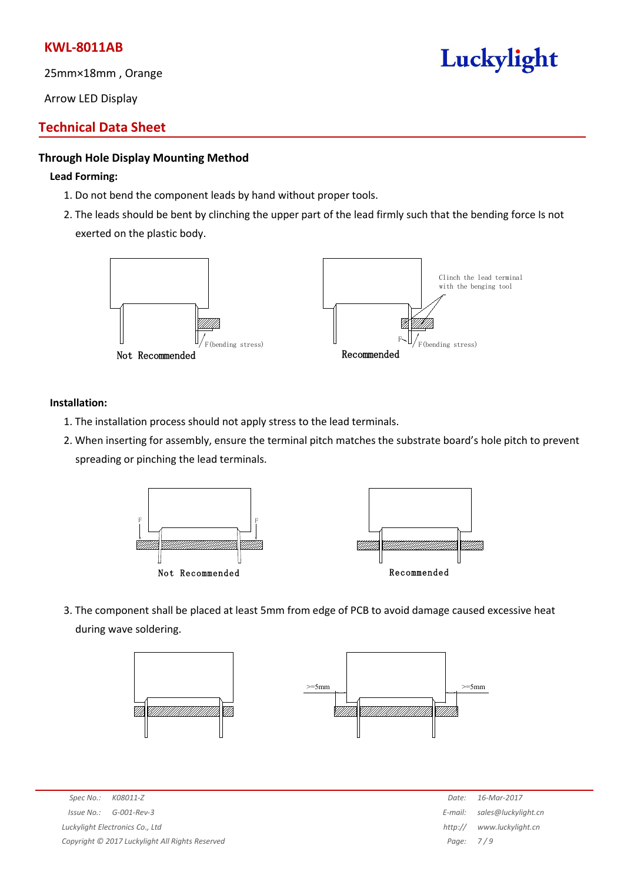**KWL-8011AB**

25mm×18mm , Orange

Arrow LED Display

## Technical Data Sheet

### Through Hole Display Mounting Method

**Lead Forming:**

1. Do not bend the component leads by hand without proper tools.
2. The leads should be bent by clinching the upper part of the lead firmly such that the bending force Is not exerted on the plastic body.

F(bending stress)

Not Recommended

Clinch the lead terminal with the benging tool

F

F(bending stress)

Recommended

**Installation:**

1. The installation process should not apply stress to the lead terminals.
2. When inserting for assembly, ensure the terminal pitch matches the substrate board's hole pitch to prevent spreading or pinching the lead terminals.

F F

Not Recommended

Recommended

3. The component shall be placed at least 5mm from edge of PCB to avoid damage caused excessive heat during wave soldering.

>=5mm >=5mm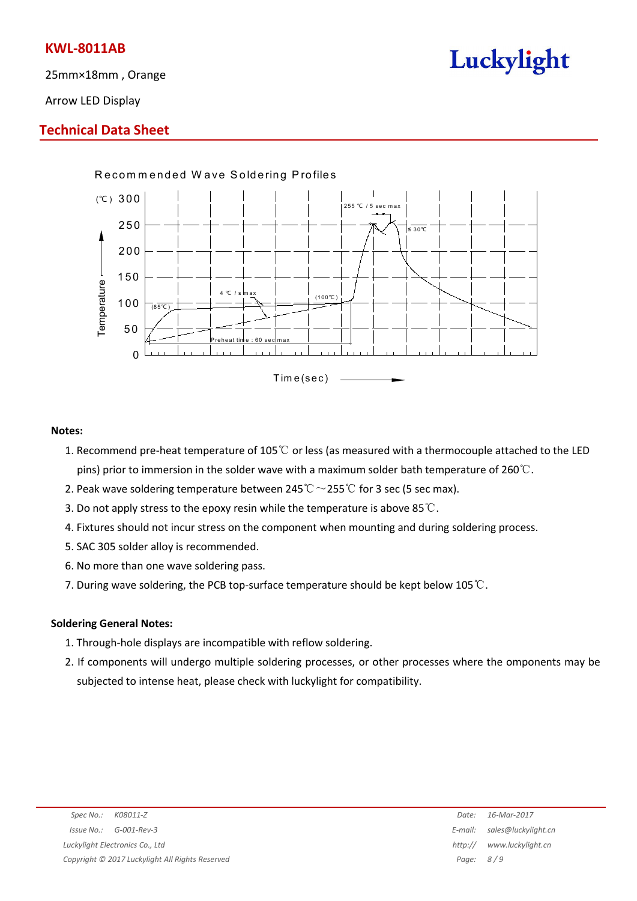**KWL-8011AB**

25mm×18mm , Orange

Arrow LED Display

## Technical Data Sheet

Recommended Wave Soldering Profiles

(℃) Temperature: 300, 250, 200, 150, 100, 50, 0

255 ℃ / 5 sec max

≤ 30℃

4 ℃ / s max

(100℃)

(85℃)

Preheat time : 60 sec max

Time(sec)

**Notes:**

1. Recommend pre-heat temperature of 105℃ or less (as measured with a thermocouple attached to the LED pins) prior to immersion in the solder wave with a maximum solder bath temperature of 260℃.
2. Peak wave soldering temperature between 245℃～255℃ for 3 sec (5 sec max).
3. Do not apply stress to the epoxy resin while the temperature is above 85℃.
4. Fixtures should not incur stress on the component when mounting and during soldering process.
5. SAC 305 solder alloy is recommended.
6. No more than one wave soldering pass.
7. During wave soldering, the PCB top-surface temperature should be kept below 105℃.

**Soldering General Notes:**

1. Through-hole displays are incompatible with reflow soldering.
2. If components will undergo multiple soldering processes, or other processes where the omponents may be subjected to intense heat, please check with luckylight for compatibility.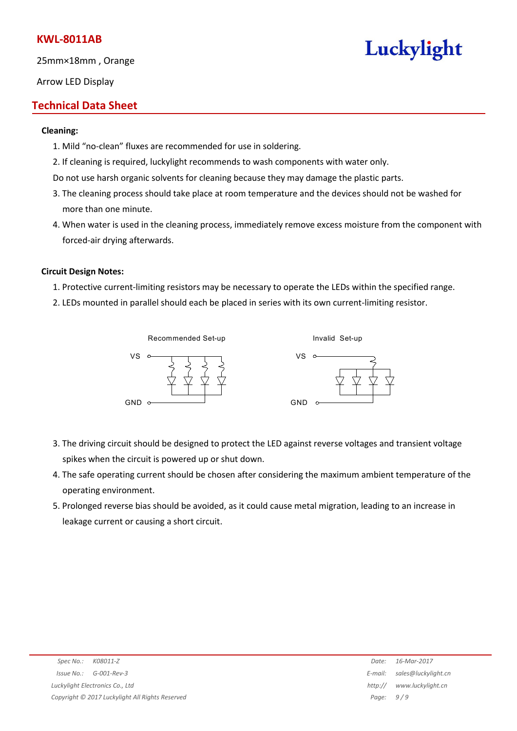## Technical Data Sheet

**Cleaning:**

1. Mild “no-clean” fluxes are recommended for use in soldering.
2. If cleaning is required, luckylight recommends to wash components with water only.

Do not use harsh organic solvents for cleaning because they may damage the plastic parts.

3. The cleaning process should take place at room temperature and the devices should not be washed for more than one minute.
4. When water is used in the cleaning process, immediately remove excess moisture from the component with forced-air drying afterwards.

**Circuit Design Notes:**

1. Protective current-limiting resistors may be necessary to operate the LEDs within the specified range.
2. LEDs mounted in parallel should each be placed in series with its own current-limiting resistor.

Recommended Set-up

VS

GND

Invalid Set-up

VS

GND

3. The driving circuit should be designed to protect the LED against reverse voltages and transient voltage spikes when the circuit is powered up or shut down.
4. The safe operating current should be chosen after considering the maximum ambient temperature of the operating environment.
5. Prolonged reverse bias should be avoided, as it could cause metal migration, leading to an increase in leakage current or causing a short circuit.